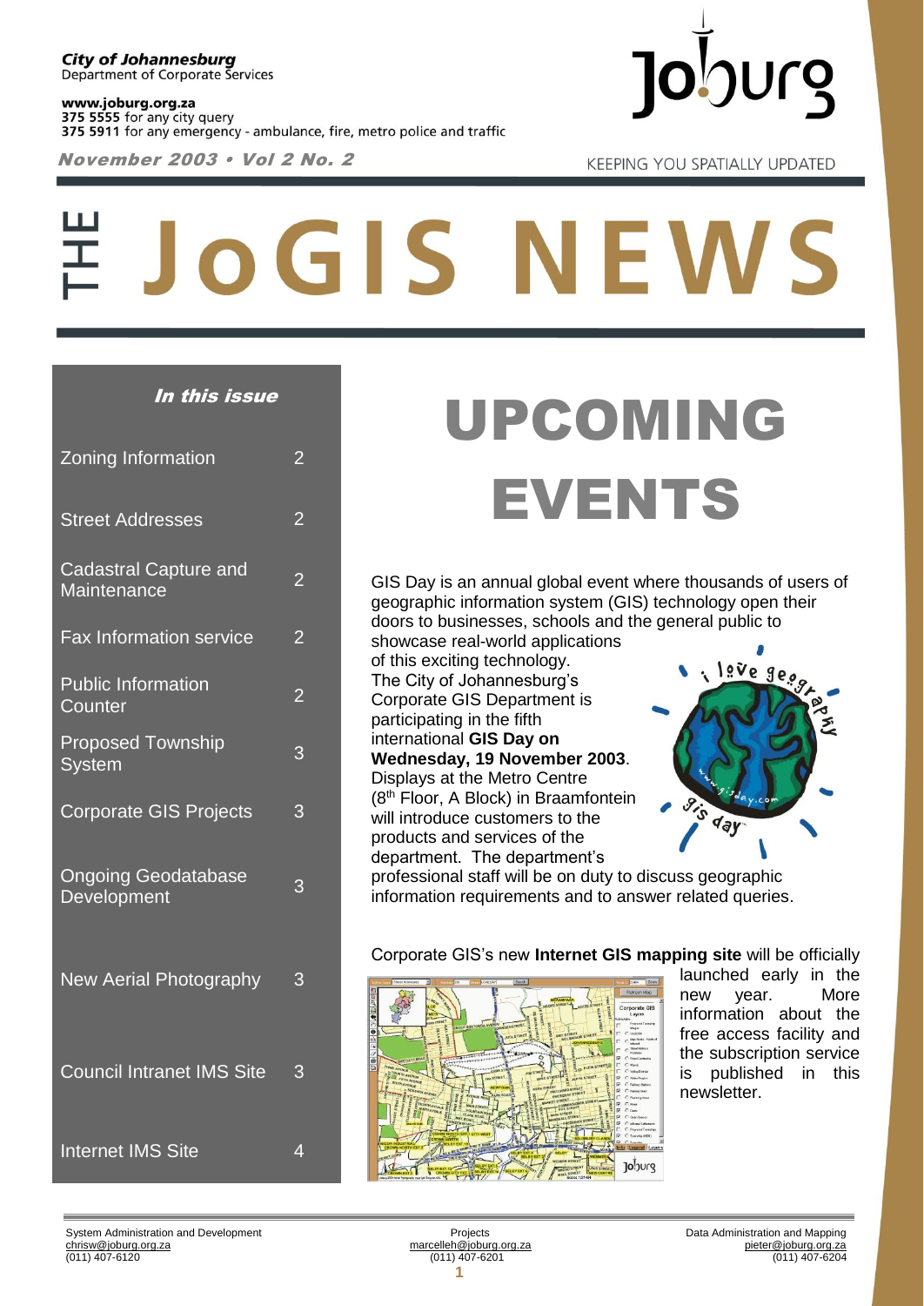**City of Johannesburg**
Department of Corporate Services

**www.joburg.org.za**
**375 5555** for any city query
**375 5911** for any emergency - ambulance, fire, metro police and traffic

***November 2003 • Vol 2 No. 2***

KEEPING YOU SPATIALLY UPDATED

# THE JoGIS NEWS

***In this issue***

| | |
|---|---|
| Zoning Information | 2 |
| Street Addresses | 2 |
| Cadastral Capture and Maintenance | 2 |
| Fax Information service | 2 |
| Public Information Counter | 2 |
| Proposed Township System | 3 |
| Corporate GIS Projects | 3 |
| Ongoing Geodatabase Development | 3 |
| New Aerial Photography | 3 |
| Council Intranet IMS Site | 3 |
| Internet IMS Site | 4 |

## UPCOMING EVENTS

GIS Day is an annual global event where thousands of users of geographic information system (GIS) technology open their doors to businesses, schools and the general public to showcase real-world applications of this exciting technology. The City of Johannesburg's Corporate GIS Department is participating in the fifth international **GIS Day on Wednesday, 19 November 2003**. Displays at the Metro Centre (8th Floor, A Block) in Braamfontein will introduce customers to the products and services of the department. The department's professional staff will be on duty to discuss geographic information requirements and to answer related queries.

Corporate GIS's new **Internet GIS mapping site** will be officially launched early in the new year. More information about the free access facility and the subscription service is published in this newsletter.

System Administration and Development
chrisw@joburg.org.za
(011) 407-6120

Projects
marcelleh@joburg.org.za
(011) 407-6201

Data Administration and Mapping
pieter@joburg.org.za
(011) 407-6204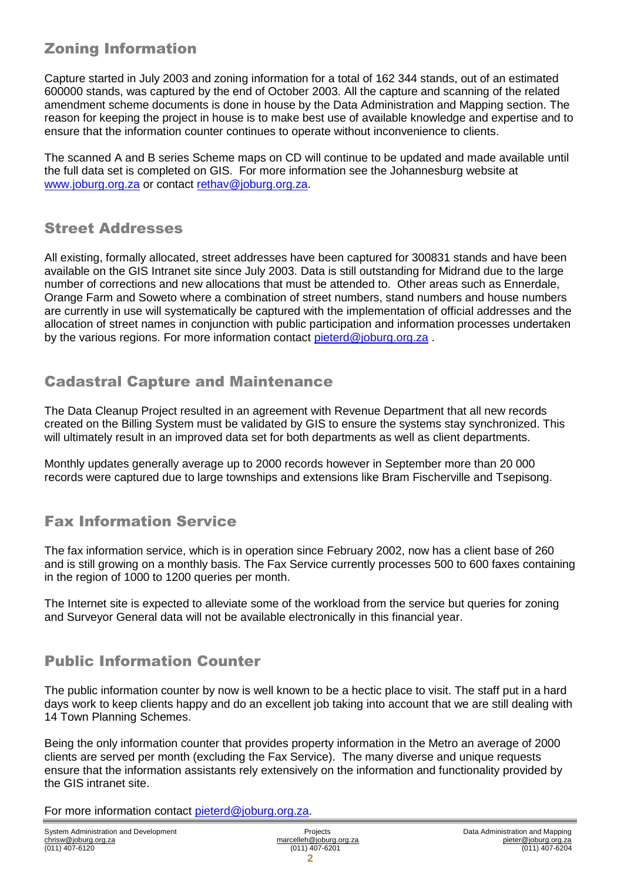## Zoning Information

Capture started in July 2003 and zoning information for a total of 162 344 stands, out of an estimated 600000 stands, was captured by the end of October 2003. All the capture and scanning of the related amendment scheme documents is done in house by the Data Administration and Mapping section. The reason for keeping the project in house is to make best use of available knowledge and expertise and to ensure that the information counter continues to operate without inconvenience to clients.

The scanned A and B series Scheme maps on CD will continue to be updated and made available until the full data set is completed on GIS. For more information see the Johannesburg website at www.joburg.org.za or contact rethav@joburg.org.za.

## Street Addresses

All existing, formally allocated, street addresses have been captured for 300831 stands and have been available on the GIS Intranet site since July 2003. Data is still outstanding for Midrand due to the large number of corrections and new allocations that must be attended to. Other areas such as Ennerdale, Orange Farm and Soweto where a combination of street numbers, stand numbers and house numbers are currently in use will systematically be captured with the implementation of official addresses and the allocation of street names in conjunction with public participation and information processes undertaken by the various regions. For more information contact pieterd@joburg.org.za .

## Cadastral Capture and Maintenance

The Data Cleanup Project resulted in an agreement with Revenue Department that all new records created on the Billing System must be validated by GIS to ensure the systems stay synchronized. This will ultimately result in an improved data set for both departments as well as client departments.

Monthly updates generally average up to 2000 records however in September more than 20 000 records were captured due to large townships and extensions like Bram Fischerville and Tsepisong.

## Fax Information Service

The fax information service, which is in operation since February 2002, now has a client base of 260 and is still growing on a monthly basis. The Fax Service currently processes 500 to 600 faxes containing in the region of 1000 to 1200 queries per month.

The Internet site is expected to alleviate some of the workload from the service but queries for zoning and Surveyor General data will not be available electronically in this financial year.

## Public Information Counter

The public information counter by now is well known to be a hectic place to visit. The staff put in a hard days work to keep clients happy and do an excellent job taking into account that we are still dealing with 14 Town Planning Schemes.

Being the only information counter that provides property information in the Metro an average of 2000 clients are served per month (excluding the Fax Service). The many diverse and unique requests ensure that the information assistants rely extensively on the information and functionality provided by the GIS intranet site.

For more information contact pieterd@joburg.org.za.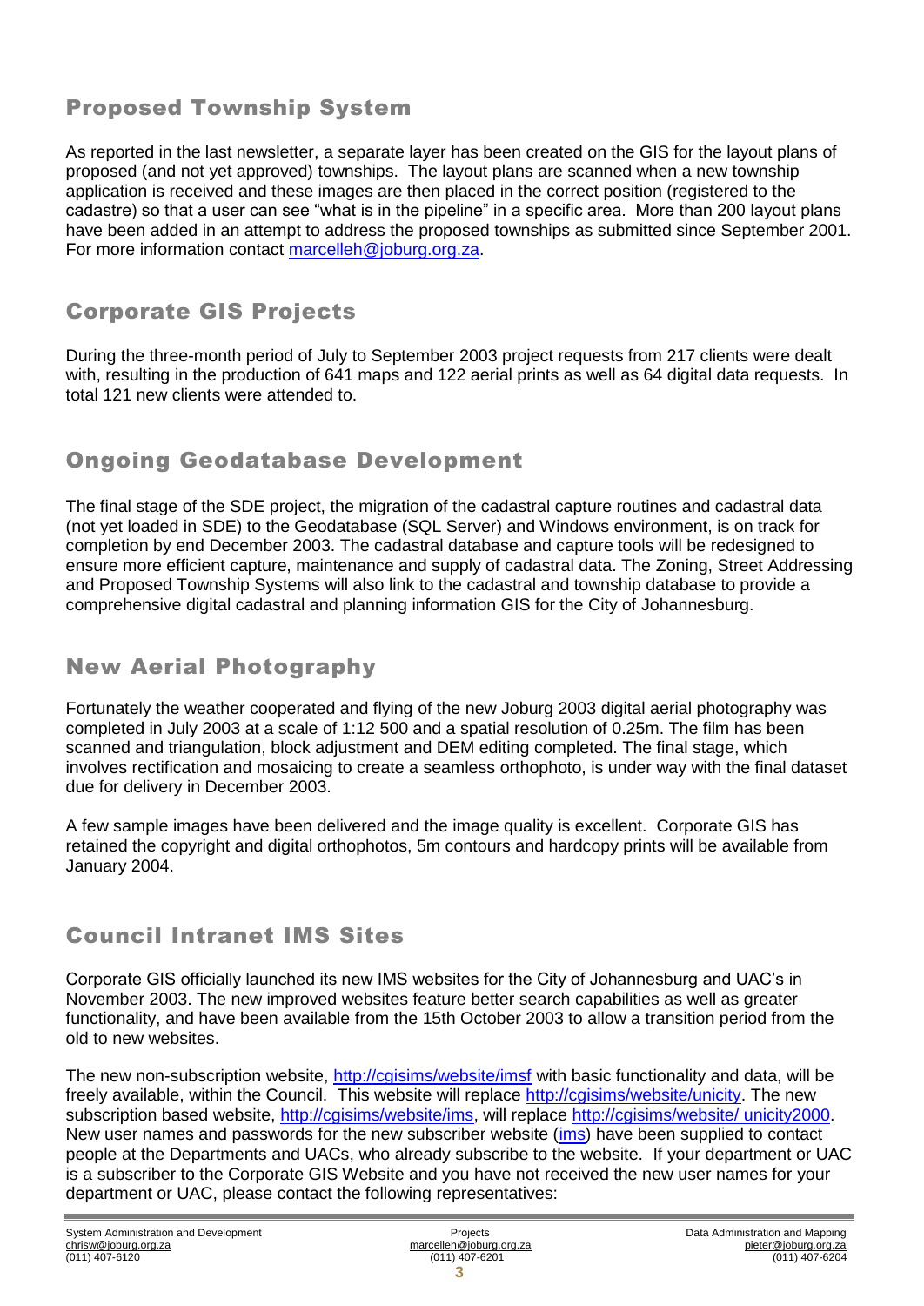## Proposed Township System

As reported in the last newsletter, a separate layer has been created on the GIS for the layout plans of proposed (and not yet approved) townships. The layout plans are scanned when a new township application is received and these images are then placed in the correct position (registered to the cadastre) so that a user can see "what is in the pipeline" in a specific area. More than 200 layout plans have been added in an attempt to address the proposed townships as submitted since September 2001. For more information contact marcelleh@joburg.org.za.

## Corporate GIS Projects

During the three-month period of July to September 2003 project requests from 217 clients were dealt with, resulting in the production of 641 maps and 122 aerial prints as well as 64 digital data requests. In total 121 new clients were attended to.

## Ongoing Geodatabase Development

The final stage of the SDE project, the migration of the cadastral capture routines and cadastral data (not yet loaded in SDE) to the Geodatabase (SQL Server) and Windows environment, is on track for completion by end December 2003. The cadastral database and capture tools will be redesigned to ensure more efficient capture, maintenance and supply of cadastral data. The Zoning, Street Addressing and Proposed Township Systems will also link to the cadastral and township database to provide a comprehensive digital cadastral and planning information GIS for the City of Johannesburg.

## New Aerial Photography

Fortunately the weather cooperated and flying of the new Joburg 2003 digital aerial photography was completed in July 2003 at a scale of 1:12 500 and a spatial resolution of 0.25m. The film has been scanned and triangulation, block adjustment and DEM editing completed. The final stage, which involves rectification and mosaicing to create a seamless orthophoto, is under way with the final dataset due for delivery in December 2003.

A few sample images have been delivered and the image quality is excellent. Corporate GIS has retained the copyright and digital orthophotos, 5m contours and hardcopy prints will be available from January 2004.

## Council Intranet IMS Sites

Corporate GIS officially launched its new IMS websites for the City of Johannesburg and UAC's in November 2003. The new improved websites feature better search capabilities as well as greater functionality, and have been available from the 15th October 2003 to allow a transition period from the old to new websites.

The new non-subscription website, http://cgisims/website/imsf with basic functionality and data, will be freely available, within the Council. This website will replace http://cgisims/website/unicity. The new subscription based website, http://cgisims/website/ims, will replace http://cgisims/website/ unicity2000. New user names and passwords for the new subscriber website (ims) have been supplied to contact people at the Departments and UACs, who already subscribe to the website. If your department or UAC is a subscriber to the Corporate GIS Website and you have not received the new user names for your department or UAC, please contact the following representatives:

| System Administration and Development | Projects | Data Administration and Mapping |
|---|---|---|
| chrisw@joburg.org.za | marcelleh@joburg.org.za | pieter@joburg.org.za |
| (011) 407-6120 | (011) 407-6201 | (011) 407-6204 |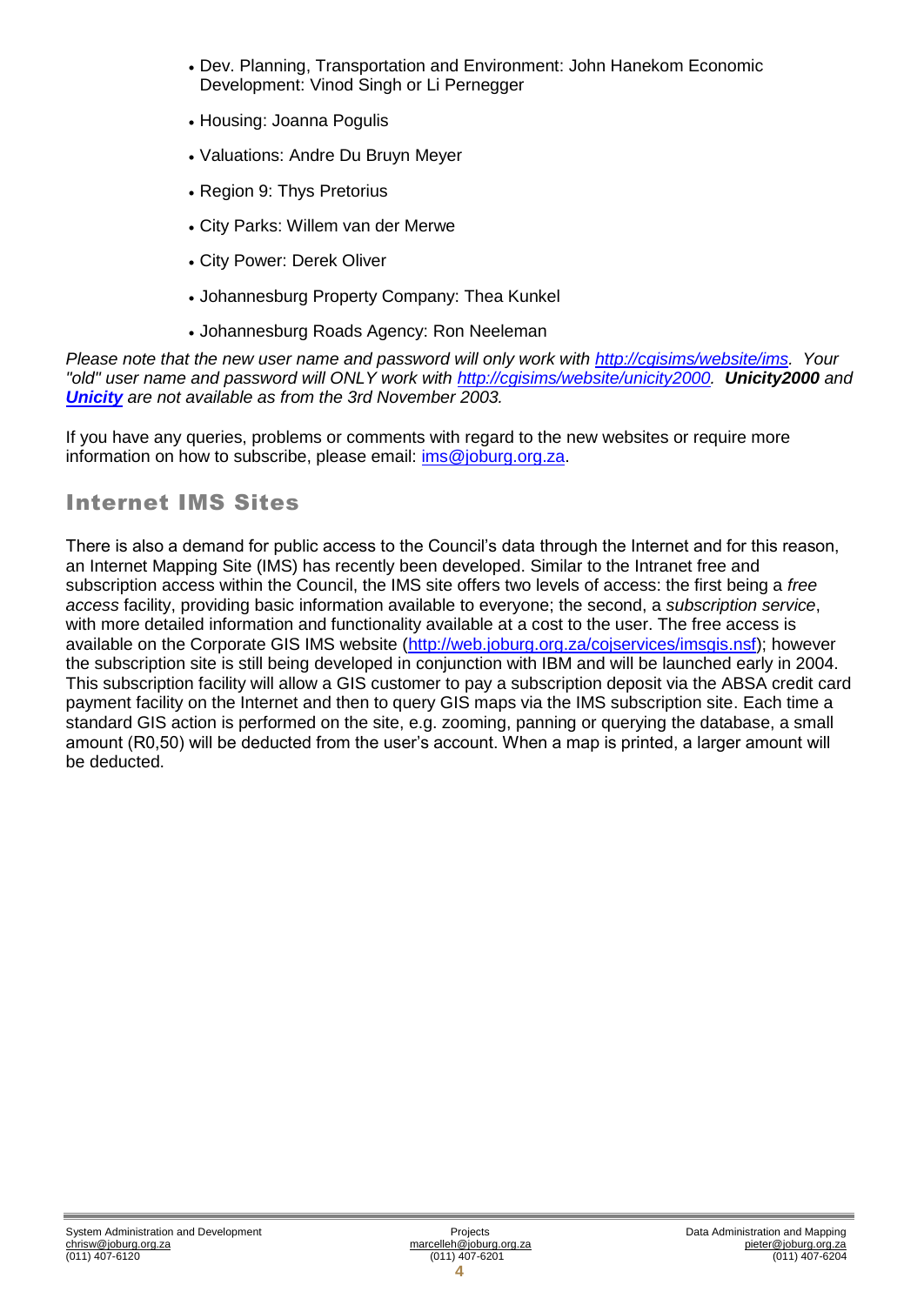- Dev. Planning, Transportation and Environment: John Hanekom Economic Development: Vinod Singh or Li Pernegger
- Housing: Joanna Pogulis
- Valuations: Andre Du Bruyn Meyer
- Region 9: Thys Pretorius
- City Parks: Willem van der Merwe
- City Power: Derek Oliver
- Johannesburg Property Company: Thea Kunkel
- Johannesburg Roads Agency: Ron Neeleman

*Please note that the new user name and password will only work with [http://cgisims/website/ims](http://cgisims/website/ims). Your "old" user name and password will ONLY work with [http://cgisims/website/unicity2000](http://cgisims/website/unicity2000). **Unicity2000** and **Unicity** are not available as from the 3rd November 2003.*

If you have any queries, problems or comments with regard to the new websites or require more information on how to subscribe, please email: ims@joburg.org.za.

## Internet IMS Sites

There is also a demand for public access to the Council's data through the Internet and for this reason, an Internet Mapping Site (IMS) has recently been developed. Similar to the Intranet free and subscription access within the Council, the IMS site offers two levels of access: the first being a *free access* facility, providing basic information available to everyone; the second, a *subscription service*, with more detailed information and functionality available at a cost to the user. The free access is available on the Corporate GIS IMS website ([http://web.joburg.org.za/cojservices/imsgis.nsf](http://web.joburg.org.za/cojservices/imsgis.nsf)); however the subscription site is still being developed in conjunction with IBM and will be launched early in 2004. This subscription facility will allow a GIS customer to pay a subscription deposit via the ABSA credit card payment facility on the Internet and then to query GIS maps via the IMS subscription site. Each time a standard GIS action is performed on the site, e.g. zooming, panning or querying the database, a small amount (R0,50) will be deducted from the user's account. When a map is printed, a larger amount will be deducted.